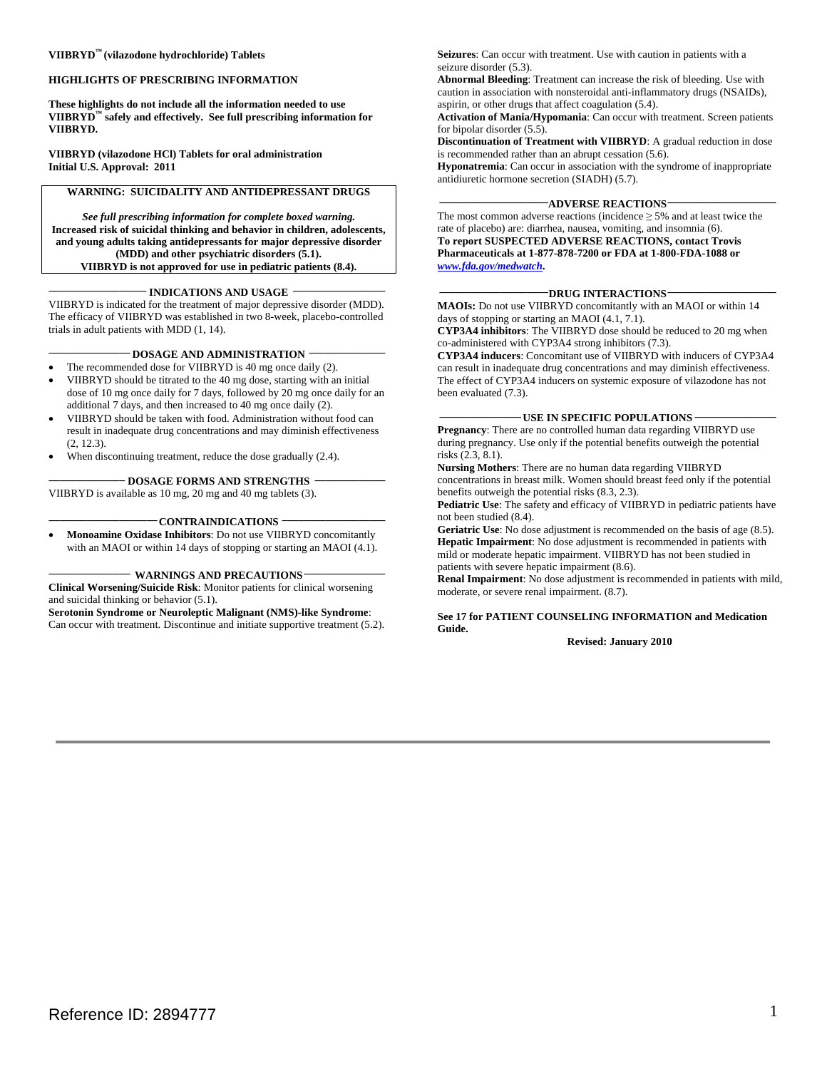**VIIBRYD™ (vilazodone hydrochloride) Tablets**

**HIGHLIGHTS OF PRESCRIBING INFORMATION**

**These highlights do not include all the information needed to use VIIBRYD™ safely and effectively. See full prescribing information for VIIBRYD.**

**VIIBRYD (vilazodone HCl) Tablets for oral administration**
**Initial U.S. Approval: 2011**

**WARNING: SUICIDALITY AND ANTIDEPRESSANT DRUGS**

***See full prescribing information for complete boxed warning.***
**Increased risk of suicidal thinking and behavior in children, adolescents, and young adults taking antidepressants for major depressive disorder (MDD) and other psychiatric disorders (5.1).**
**VIIBRYD is not approved for use in pediatric patients (8.4).**

**INDICATIONS AND USAGE**

VIIBRYD is indicated for the treatment of major depressive disorder (MDD). The efficacy of VIIBRYD was established in two 8-week, placebo-controlled trials in adult patients with MDD (1, 14).

**DOSAGE AND ADMINISTRATION**

- The recommended dose for VIIBRYD is 40 mg once daily (2).
- VIIBRYD should be titrated to the 40 mg dose, starting with an initial dose of 10 mg once daily for 7 days, followed by 20 mg once daily for an additional 7 days, and then increased to 40 mg once daily (2).
- VIIBRYD should be taken with food. Administration without food can result in inadequate drug concentrations and may diminish effectiveness (2, 12.3).
- When discontinuing treatment, reduce the dose gradually (2.4).

**DOSAGE FORMS AND STRENGTHS**

VIIBRYD is available as 10 mg, 20 mg and 40 mg tablets (3).

**CONTRAINDICATIONS**

- **Monoamine Oxidase Inhibitors**: Do not use VIIBRYD concomitantly with an MAOI or within 14 days of stopping or starting an MAOI (4.1).

**WARNINGS AND PRECAUTIONS**

**Clinical Worsening/Suicide Risk**: Monitor patients for clinical worsening and suicidal thinking or behavior (5.1).
**Serotonin Syndrome or Neuroleptic Malignant (NMS)-like Syndrome**: Can occur with treatment. Discontinue and initiate supportive treatment (5.2).
**Seizures**: Can occur with treatment. Use with caution in patients with a seizure disorder (5.3).
**Abnormal Bleeding**: Treatment can increase the risk of bleeding. Use with caution in association with nonsteroidal anti-inflammatory drugs (NSAIDs), aspirin, or other drugs that affect coagulation (5.4).
**Activation of Mania/Hypomania**: Can occur with treatment. Screen patients for bipolar disorder (5.5).
**Discontinuation of Treatment with VIIBRYD**: A gradual reduction in dose is recommended rather than an abrupt cessation (5.6).
**Hyponatremia**: Can occur in association with the syndrome of inappropriate antidiuretic hormone secretion (SIADH) (5.7).

**ADVERSE REACTIONS**

The most common adverse reactions (incidence ≥ 5% and at least twice the rate of placebo) are: diarrhea, nausea, vomiting, and insomnia (6).
**To report SUSPECTED ADVERSE REACTIONS, contact Trovis Pharmaceuticals at 1-877-878-7200 or FDA at 1-800-FDA-1088 or *www.fda.gov/medwatch*.**

**DRUG INTERACTIONS**

**MAOIs:** Do not use VIIBRYD concomitantly with an MAOI or within 14 days of stopping or starting an MAOI (4.1, 7.1).
**CYP3A4 inhibitors**: The VIIBRYD dose should be reduced to 20 mg when co-administered with CYP3A4 strong inhibitors (7.3).
**CYP3A4 inducers**: Concomitant use of VIIBRYD with inducers of CYP3A4 can result in inadequate drug concentrations and may diminish effectiveness. The effect of CYP3A4 inducers on systemic exposure of vilazodone has not been evaluated (7.3).

**USE IN SPECIFIC POPULATIONS**

**Pregnancy**: There are no controlled human data regarding VIIBRYD use during pregnancy. Use only if the potential benefits outweigh the potential risks (2.3, 8.1).
**Nursing Mothers**: There are no human data regarding VIIBRYD concentrations in breast milk. Women should breast feed only if the potential benefits outweigh the potential risks (8.3, 2.3).
**Pediatric Use**: The safety and efficacy of VIIBRYD in pediatric patients have not been studied (8.4).
**Geriatric Use**: No dose adjustment is recommended on the basis of age (8.5).
**Hepatic Impairment**: No dose adjustment is recommended in patients with mild or moderate hepatic impairment. VIIBRYD has not been studied in patients with severe hepatic impairment (8.6).
**Renal Impairment**: No dose adjustment is recommended in patients with mild, moderate, or severe renal impairment. (8.7).

**See 17 for PATIENT COUNSELING INFORMATION and Medication Guide.**

**Revised: January 2010**

Reference ID: 2894777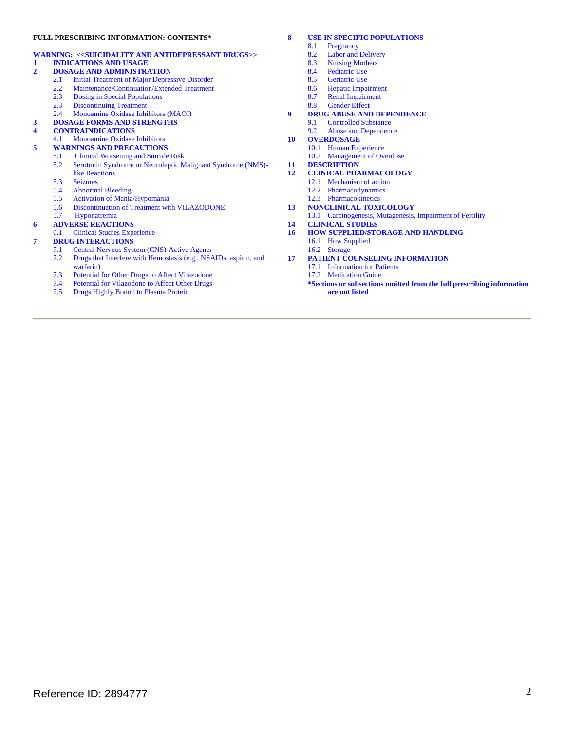**FULL PRESCRIBING INFORMATION: CONTENTS***

**WARNING: <<SUICIDALITY AND ANTIDEPRESSANT DRUGS>>**

**1 INDICATIONS AND USAGE**

**2 DOSAGE AND ADMINISTRATION**
- 2.1 Initial Treatment of Major Depressive Disorder
- 2.2 Maintenance/Continuation/Extended Treatment
- 2.3 Dosing in Special Populations
- 2.3 Discontinuing Treatment
- 2.4 Monoamine Oxidase Inhibitors (MAOI)

**3 DOSAGE FORMS AND STRENGTHS**

**4 CONTRAINDICATIONS**
- 4.1 Monoamine Oxidase Inhibitors

**5 WARNINGS AND PRECAUTIONS**
- 5.1 Clinical Worsening and Suicide Risk
- 5.2 Serotonin Syndrome or Neuroleptic Malignant Syndrome (NMS)-like Reactions
- 5.3 Seizures
- 5.4 Abnormal Bleeding
- 5.5 Activation of Mania/Hypomania
- 5.6 Discontinuation of Treatment with VILAZODONE
- 5.7 Hyponatremia

**6 ADVERSE REACTIONS**
- 6.1 Clinical Studies Experience

**7 DRUG INTERACTIONS**
- 7.1 Central Nervous System (CNS)-Active Agents
- 7.2 Drugs that Interfere with Hemostasis (e.g., NSAIDs, aspirin, and warfarin)
- 7.3 Potential for Other Drugs to Affect Vilazodone
- 7.4 Potential for Vilazodone to Affect Other Drugs
- 7.5 Drugs Highly Bound to Plasma Protein

**8 USE IN SPECIFIC POPULATIONS**
- 8.1 Pregnancy
- 8.2 Labor and Delivery
- 8.3 Nursing Mothers
- 8.4 Pediatric Use
- 8.5 Geriatric Use
- 8.6 Hepatic Impairment
- 8.7 Renal Impairment
- 8.8 Gender Effect

**9 DRUG ABUSE AND DEPENDENCE**
- 9.1 Controlled Substance
- 9.2 Abuse and Dependence

**10 OVERDOSAGE**
- 10.1 Human Experience
- 10.2 Management of Overdose

**11 DESCRIPTION**

**12 CLINICAL PHARMACOLOGY**
- 12.1 Mechanism of action
- 12.2 Pharmacodynamics
- 12.3 Pharmacokinetics

**13 NONCLINICAL TOXICOLOGY**
- 13.1 Carcinogenesis, Mutagenesis, Impairment of Fertility

**14 CLINICAL STUDIES**

**16 HOW SUPPLIED/STORAGE AND HANDLING**
- 16.1 How Supplied
- 16.2 Storage

**17 PATIENT COUNSELING INFORMATION**
- 17.1 Information for Patients
- 17.2 Medication Guide

***Sections or subsections omitted from the full prescribing information are not listed**

Reference ID: 2894777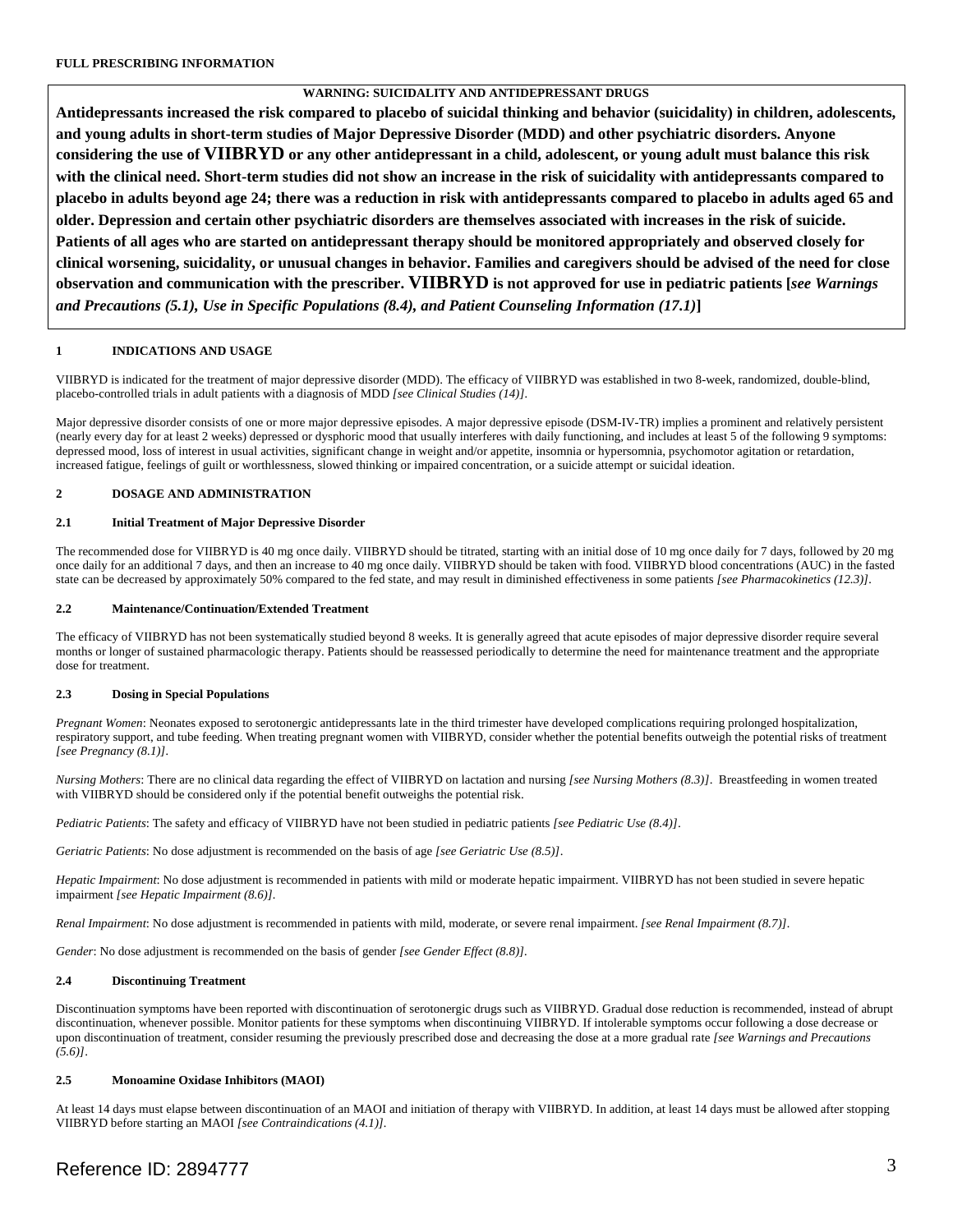**FULL PRESCRIBING INFORMATION**

**WARNING: SUICIDALITY AND ANTIDEPRESSANT DRUGS**

**Antidepressants increased the risk compared to placebo of suicidal thinking and behavior (suicidality) in children, adolescents, and young adults in short-term studies of Major Depressive Disorder (MDD) and other psychiatric disorders. Anyone considering the use of VIIBRYD or any other antidepressant in a child, adolescent, or young adult must balance this risk with the clinical need. Short-term studies did not show an increase in the risk of suicidality with antidepressants compared to placebo in adults beyond age 24; there was a reduction in risk with antidepressants compared to placebo in adults aged 65 and older. Depression and certain other psychiatric disorders are themselves associated with increases in the risk of suicide. Patients of all ages who are started on antidepressant therapy should be monitored appropriately and observed closely for clinical worsening, suicidality, or unusual changes in behavior. Families and caregivers should be advised of the need for close observation and communication with the prescriber. VIIBRYD is not approved for use in pediatric patients [*see Warnings and Precautions (5.1), Use in Specific Populations (8.4), and Patient Counseling Information (17.1)*]**

## 1 INDICATIONS AND USAGE

VIIBRYD is indicated for the treatment of major depressive disorder (MDD). The efficacy of VIIBRYD was established in two 8-week, randomized, double-blind, placebo-controlled trials in adult patients with a diagnosis of MDD *[see Clinical Studies (14)]*.

Major depressive disorder consists of one or more major depressive episodes. A major depressive episode (DSM-IV-TR) implies a prominent and relatively persistent (nearly every day for at least 2 weeks) depressed or dysphoric mood that usually interferes with daily functioning, and includes at least 5 of the following 9 symptoms: depressed mood, loss of interest in usual activities, significant change in weight and/or appetite, insomnia or hypersomnia, psychomotor agitation or retardation, increased fatigue, feelings of guilt or worthlessness, slowed thinking or impaired concentration, or a suicide attempt or suicidal ideation.

## 2 DOSAGE AND ADMINISTRATION

### 2.1 Initial Treatment of Major Depressive Disorder

The recommended dose for VIIBRYD is 40 mg once daily. VIIBRYD should be titrated, starting with an initial dose of 10 mg once daily for 7 days, followed by 20 mg once daily for an additional 7 days, and then an increase to 40 mg once daily. VIIBRYD should be taken with food. VIIBRYD blood concentrations (AUC) in the fasted state can be decreased by approximately 50% compared to the fed state, and may result in diminished effectiveness in some patients *[see Pharmacokinetics (12.3)]*.

### 2.2 Maintenance/Continuation/Extended Treatment

The efficacy of VIIBRYD has not been systematically studied beyond 8 weeks. It is generally agreed that acute episodes of major depressive disorder require several months or longer of sustained pharmacologic therapy. Patients should be reassessed periodically to determine the need for maintenance treatment and the appropriate dose for treatment.

### 2.3 Dosing in Special Populations

*Pregnant Women*: Neonates exposed to serotonergic antidepressants late in the third trimester have developed complications requiring prolonged hospitalization, respiratory support, and tube feeding. When treating pregnant women with VIIBRYD, consider whether the potential benefits outweigh the potential risks of treatment *[see Pregnancy (8.1)]*.

*Nursing Mothers*: There are no clinical data regarding the effect of VIIBRYD on lactation and nursing *[see Nursing Mothers (8.3)]*. Breastfeeding in women treated with VIIBRYD should be considered only if the potential benefit outweighs the potential risk.

*Pediatric Patients*: The safety and efficacy of VIIBRYD have not been studied in pediatric patients *[see Pediatric Use (8.4)]*.

*Geriatric Patients*: No dose adjustment is recommended on the basis of age *[see Geriatric Use (8.5)]*.

*Hepatic Impairment*: No dose adjustment is recommended in patients with mild or moderate hepatic impairment. VIIBRYD has not been studied in severe hepatic impairment *[see Hepatic Impairment (8.6)]*.

*Renal Impairment*: No dose adjustment is recommended in patients with mild, moderate, or severe renal impairment. *[see Renal Impairment (8.7)]*.

*Gender*: No dose adjustment is recommended on the basis of gender *[see Gender Effect (8.8)]*.

### 2.4 Discontinuing Treatment

Discontinuation symptoms have been reported with discontinuation of serotonergic drugs such as VIIBRYD. Gradual dose reduction is recommended, instead of abrupt discontinuation, whenever possible. Monitor patients for these symptoms when discontinuing VIIBRYD. If intolerable symptoms occur following a dose decrease or upon discontinuation of treatment, consider resuming the previously prescribed dose and decreasing the dose at a more gradual rate *[see Warnings and Precautions (5.6)]*.

### 2.5 Monoamine Oxidase Inhibitors (MAOI)

At least 14 days must elapse between discontinuation of an MAOI and initiation of therapy with VIIBRYD. In addition, at least 14 days must be allowed after stopping VIIBRYD before starting an MAOI *[see Contraindications (4.1)]*.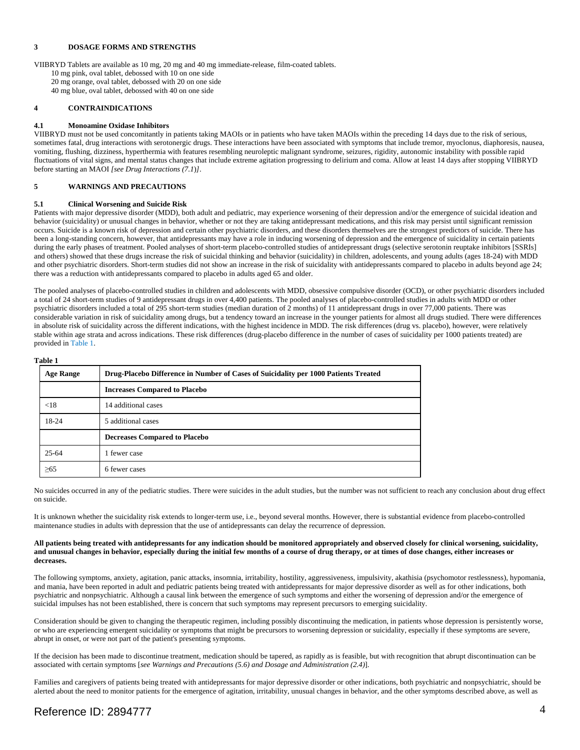## 3 DOSAGE FORMS AND STRENGTHS

VIIBRYD Tablets are available as 10 mg, 20 mg and 40 mg immediate-release, film-coated tablets.

- 10 mg pink, oval tablet, debossed with 10 on one side
- 20 mg orange, oval tablet, debossed with 20 on one side
- 40 mg blue, oval tablet, debossed with 40 on one side

## 4 CONTRAINDICATIONS

### 4.1 Monoamine Oxidase Inhibitors

VIIBRYD must not be used concomitantly in patients taking MAOIs or in patients who have taken MAOIs within the preceding 14 days due to the risk of serious, sometimes fatal, drug interactions with serotonergic drugs. These interactions have been associated with symptoms that include tremor, myoclonus, diaphoresis, nausea, vomiting, flushing, dizziness, hyperthermia with features resembling neuroleptic malignant syndrome, seizures, rigidity, autonomic instability with possible rapid fluctuations of vital signs, and mental status changes that include extreme agitation progressing to delirium and coma. Allow at least 14 days after stopping VIIBRYD before starting an MAOI *[see Drug Interactions (7.1)]*.

## 5 WARNINGS AND PRECAUTIONS

### 5.1 Clinical Worsening and Suicide Risk

Patients with major depressive disorder (MDD), both adult and pediatric, may experience worsening of their depression and/or the emergence of suicidal ideation and behavior (suicidality) or unusual changes in behavior, whether or not they are taking antidepressant medications, and this risk may persist until significant remission occurs. Suicide is a known risk of depression and certain other psychiatric disorders, and these disorders themselves are the strongest predictors of suicide. There has been a long-standing concern, however, that antidepressants may have a role in inducing worsening of depression and the emergence of suicidality in certain patients during the early phases of treatment. Pooled analyses of short-term placebo-controlled studies of antidepressant drugs (selective serotonin reuptake inhibitors [SSRIs] and others) showed that these drugs increase the risk of suicidal thinking and behavior (suicidality) in children, adolescents, and young adults (ages 18-24) with MDD and other psychiatric disorders. Short-term studies did not show an increase in the risk of suicidality with antidepressants compared to placebo in adults beyond age 24; there was a reduction with antidepressants compared to placebo in adults aged 65 and older.

The pooled analyses of placebo-controlled studies in children and adolescents with MDD, obsessive compulsive disorder (OCD), or other psychiatric disorders included a total of 24 short-term studies of 9 antidepressant drugs in over 4,400 patients. The pooled analyses of placebo-controlled studies in adults with MDD or other psychiatric disorders included a total of 295 short-term studies (median duration of 2 months) of 11 antidepressant drugs in over 77,000 patients. There was considerable variation in risk of suicidality among drugs, but a tendency toward an increase in the younger patients for almost all drugs studied. There were differences in absolute risk of suicidality across the different indications, with the highest incidence in MDD. The risk differences (drug vs. placebo), however, were relatively stable within age strata and across indications. These risk differences (drug-placebo difference in the number of cases of suicidality per 1000 patients treated) are provided in Table 1.

**Table 1**

| Age Range | Drug-Placebo Difference in Number of Cases of Suicidality per 1000 Patients Treated |
|---|---|
| | **Increases Compared to Placebo** |
| <18 | 14 additional cases |
| 18-24 | 5 additional cases |
| | **Decreases Compared to Placebo** |
| 25-64 | 1 fewer case |
| ≥65 | 6 fewer cases |

No suicides occurred in any of the pediatric studies. There were suicides in the adult studies, but the number was not sufficient to reach any conclusion about drug effect on suicide.

It is unknown whether the suicidality risk extends to longer-term use, i.e., beyond several months. However, there is substantial evidence from placebo-controlled maintenance studies in adults with depression that the use of antidepressants can delay the recurrence of depression.

**All patients being treated with antidepressants for any indication should be monitored appropriately and observed closely for clinical worsening, suicidality, and unusual changes in behavior, especially during the initial few months of a course of drug therapy, or at times of dose changes, either increases or decreases.**

The following symptoms, anxiety, agitation, panic attacks, insomnia, irritability, hostility, aggressiveness, impulsivity, akathisia (psychomotor restlessness), hypomania, and mania, have been reported in adult and pediatric patients being treated with antidepressants for major depressive disorder as well as for other indications, both psychiatric and nonpsychiatric. Although a causal link between the emergence of such symptoms and either the worsening of depression and/or the emergence of suicidal impulses has not been established, there is concern that such symptoms may represent precursors to emerging suicidality.

Consideration should be given to changing the therapeutic regimen, including possibly discontinuing the medication, in patients whose depression is persistently worse, or who are experiencing emergent suicidality or symptoms that might be precursors to worsening depression or suicidality, especially if these symptoms are severe, abrupt in onset, or were not part of the patient's presenting symptoms.

If the decision has been made to discontinue treatment, medication should be tapered, as rapidly as is feasible, but with recognition that abrupt discontinuation can be associated with certain symptoms [*see Warnings and Precautions (5.6) and Dosage and Administration (2.4)*].

Families and caregivers of patients being treated with antidepressants for major depressive disorder or other indications, both psychiatric and nonpsychiatric, should be alerted about the need to monitor patients for the emergence of agitation, irritability, unusual changes in behavior, and the other symptoms described above, as well as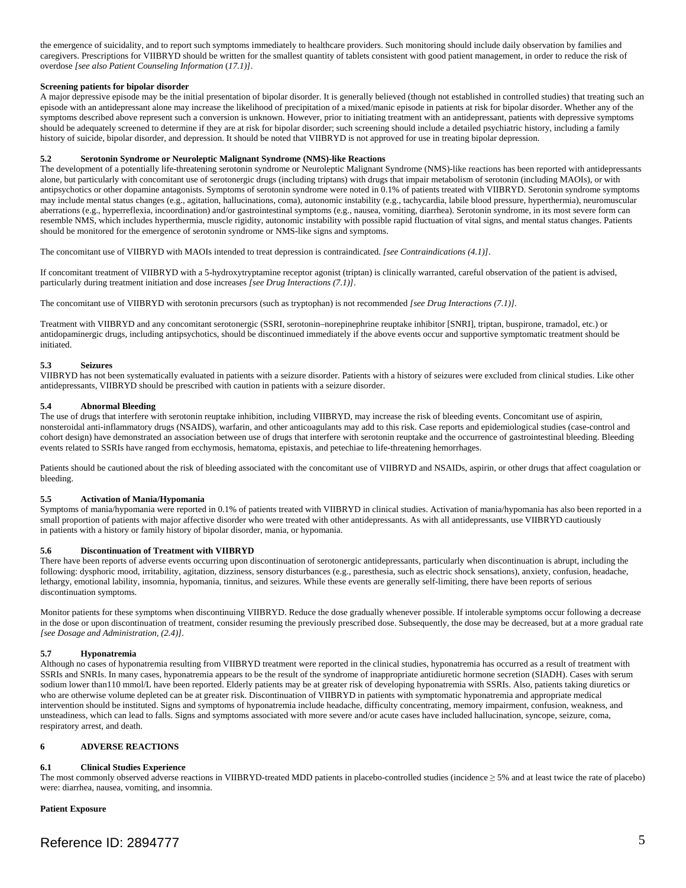the emergence of suicidality, and to report such symptoms immediately to healthcare providers. Such monitoring should include daily observation by families and caregivers. Prescriptions for VIIBRYD should be written for the smallest quantity of tablets consistent with good patient management, in order to reduce the risk of overdose *[see also Patient Counseling Information* (*17.1)]*.

**Screening patients for bipolar disorder**

A major depressive episode may be the initial presentation of bipolar disorder. It is generally believed (though not established in controlled studies) that treating such an episode with an antidepressant alone may increase the likelihood of precipitation of a mixed/manic episode in patients at risk for bipolar disorder. Whether any of the symptoms described above represent such a conversion is unknown. However, prior to initiating treatment with an antidepressant, patients with depressive symptoms should be adequately screened to determine if they are at risk for bipolar disorder; such screening should include a detailed psychiatric history, including a family history of suicide, bipolar disorder, and depression. It should be noted that VIIBRYD is not approved for use in treating bipolar depression.

### 5.2 Serotonin Syndrome or Neuroleptic Malignant Syndrome (NMS)-like Reactions

The development of a potentially life-threatening serotonin syndrome or Neuroleptic Malignant Syndrome (NMS)-like reactions has been reported with antidepressants alone, but particularly with concomitant use of serotonergic drugs (including triptans) with drugs that impair metabolism of serotonin (including MAOIs), or with antipsychotics or other dopamine antagonists. Symptoms of serotonin syndrome were noted in 0.1% of patients treated with VIIBRYD. Serotonin syndrome symptoms may include mental status changes (e.g., agitation, hallucinations, coma), autonomic instability (e.g., tachycardia, labile blood pressure, hyperthermia), neuromuscular aberrations (e.g., hyperreflexia, incoordination) and/or gastrointestinal symptoms (e.g., nausea, vomiting, diarrhea). Serotonin syndrome, in its most severe form can resemble NMS, which includes hyperthermia, muscle rigidity, autonomic instability with possible rapid fluctuation of vital signs, and mental status changes. Patients should be monitored for the emergence of serotonin syndrome or NMS-like signs and symptoms.

The concomitant use of VIIBRYD with MAOIs intended to treat depression is contraindicated. *[see Contraindications (4.1)]*.

If concomitant treatment of VIIBRYD with a 5-hydroxytryptamine receptor agonist (triptan) is clinically warranted, careful observation of the patient is advised, particularly during treatment initiation and dose increases *[see Drug Interactions (7.1)]*.

The concomitant use of VIIBRYD with serotonin precursors (such as tryptophan) is not recommended *[see Drug Interactions (7.1)]*.

Treatment with VIIBRYD and any concomitant serotonergic (SSRI, serotonin–norepinephrine reuptake inhibitor [SNRI], triptan, buspirone, tramadol, etc.) or antidopaminergic drugs, including antipsychotics, should be discontinued immediately if the above events occur and supportive symptomatic treatment should be initiated.

### 5.3 Seizures

VIIBRYD has not been systematically evaluated in patients with a seizure disorder. Patients with a history of seizures were excluded from clinical studies. Like other antidepressants, VIIBRYD should be prescribed with caution in patients with a seizure disorder.

### 5.4 Abnormal Bleeding

The use of drugs that interfere with serotonin reuptake inhibition, including VIIBRYD, may increase the risk of bleeding events. Concomitant use of aspirin, nonsteroidal anti-inflammatory drugs (NSAIDS), warfarin, and other anticoagulants may add to this risk. Case reports and epidemiological studies (case-control and cohort design) have demonstrated an association between use of drugs that interfere with serotonin reuptake and the occurrence of gastrointestinal bleeding. Bleeding events related to SSRIs have ranged from ecchymosis, hematoma, epistaxis, and petechiae to life-threatening hemorrhages.

Patients should be cautioned about the risk of bleeding associated with the concomitant use of VIIBRYD and NSAIDs, aspirin, or other drugs that affect coagulation or bleeding.

### 5.5 Activation of Mania/Hypomania

Symptoms of mania/hypomania were reported in 0.1% of patients treated with VIIBRYD in clinical studies. Activation of mania/hypomania has also been reported in a small proportion of patients with major affective disorder who were treated with other antidepressants. As with all antidepressants, use VIIBRYD cautiously in patients with a history or family history of bipolar disorder, mania, or hypomania.

### 5.6 Discontinuation of Treatment with VIIBRYD

There have been reports of adverse events occurring upon discontinuation of serotonergic antidepressants, particularly when discontinuation is abrupt, including the following: dysphoric mood, irritability, agitation, dizziness, sensory disturbances (e.g., paresthesia, such as electric shock sensations), anxiety, confusion, headache, lethargy, emotional lability, insomnia, hypomania, tinnitus, and seizures. While these events are generally self-limiting, there have been reports of serious discontinuation symptoms.

Monitor patients for these symptoms when discontinuing VIIBRYD. Reduce the dose gradually whenever possible. If intolerable symptoms occur following a decrease in the dose or upon discontinuation of treatment, consider resuming the previously prescribed dose. Subsequently, the dose may be decreased, but at a more gradual rate *[see Dosage and Administration, (2.4)]*.

### 5.7 Hyponatremia

Although no cases of hyponatremia resulting from VIIBRYD treatment were reported in the clinical studies, hyponatremia has occurred as a result of treatment with SSRIs and SNRIs. In many cases, hyponatremia appears to be the result of the syndrome of inappropriate antidiuretic hormone secretion (SIADH). Cases with serum sodium lower than110 mmol/L have been reported. Elderly patients may be at greater risk of developing hyponatremia with SSRIs. Also, patients taking diuretics or who are otherwise volume depleted can be at greater risk. Discontinuation of VIIBRYD in patients with symptomatic hyponatremia and appropriate medical intervention should be instituted. Signs and symptoms of hyponatremia include headache, difficulty concentrating, memory impairment, confusion, weakness, and unsteadiness, which can lead to falls. Signs and symptoms associated with more severe and/or acute cases have included hallucination, syncope, seizure, coma, respiratory arrest, and death.

## 6 ADVERSE REACTIONS

### 6.1 Clinical Studies Experience

The most commonly observed adverse reactions in VIIBRYD-treated MDD patients in placebo-controlled studies (incidence ≥ 5% and at least twice the rate of placebo) were: diarrhea, nausea, vomiting, and insomnia.

**Patient Exposure**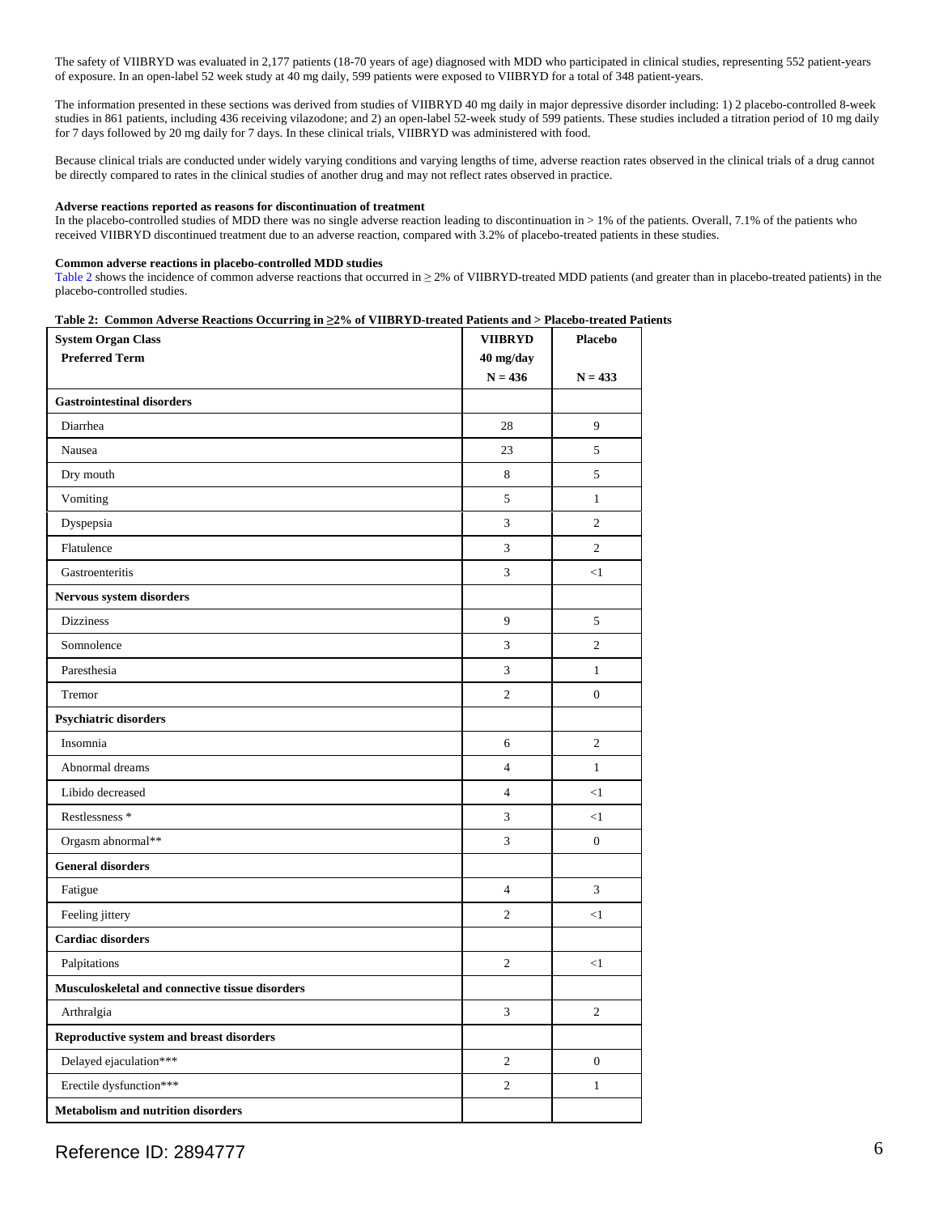The safety of VIIBRYD was evaluated in 2,177 patients (18-70 years of age) diagnosed with MDD who participated in clinical studies, representing 552 patient-years of exposure. In an open-label 52 week study at 40 mg daily, 599 patients were exposed to VIIBRYD for a total of 348 patient-years.

The information presented in these sections was derived from studies of VIIBRYD 40 mg daily in major depressive disorder including: 1) 2 placebo-controlled 8-week studies in 861 patients, including 436 receiving vilazodone; and 2) an open-label 52-week study of 599 patients. These studies included a titration period of 10 mg daily for 7 days followed by 20 mg daily for 7 days. In these clinical trials, VIIBRYD was administered with food.

Because clinical trials are conducted under widely varying conditions and varying lengths of time, adverse reaction rates observed in the clinical trials of a drug cannot be directly compared to rates in the clinical studies of another drug and may not reflect rates observed in practice.

**Adverse reactions reported as reasons for discontinuation of treatment**

In the placebo-controlled studies of MDD there was no single adverse reaction leading to discontinuation in > 1% of the patients. Overall, 7.1% of the patients who received VIIBRYD discontinued treatment due to an adverse reaction, compared with 3.2% of placebo-treated patients in these studies.

**Common adverse reactions in placebo-controlled MDD studies**

Table 2 shows the incidence of common adverse reactions that occurred in ≥ 2% of VIIBRYD-treated MDD patients (and greater than in placebo-treated patients) in the placebo-controlled studies.

**Table 2: Common Adverse Reactions Occurring in ≥2% of VIIBRYD-treated Patients and > Placebo-treated Patients**

| System Organ Class<br>Preferred Term | VIIBRYD<br>40 mg/day<br>N = 436 | Placebo<br><br>N = 433 |
|---|---|---|
| **Gastrointestinal disorders** | | |
| Diarrhea | 28 | 9 |
| Nausea | 23 | 5 |
| Dry mouth | 8 | 5 |
| Vomiting | 5 | 1 |
| Dyspepsia | 3 | 2 |
| Flatulence | 3 | 2 |
| Gastroenteritis | 3 | <1 |
| **Nervous system disorders** | | |
| Dizziness | 9 | 5 |
| Somnolence | 3 | 2 |
| Paresthesia | 3 | 1 |
| Tremor | 2 | 0 |
| **Psychiatric disorders** | | |
| Insomnia | 6 | 2 |
| Abnormal dreams | 4 | 1 |
| Libido decreased | 4 | <1 |
| Restlessness * | 3 | <1 |
| Orgasm abnormal** | 3 | 0 |
| **General disorders** | | |
| Fatigue | 4 | 3 |
| Feeling jittery | 2 | <1 |
| **Cardiac disorders** | | |
| Palpitations | 2 | <1 |
| **Musculoskeletal and connective tissue disorders** | | |
| Arthralgia | 3 | 2 |
| **Reproductive system and breast disorders** | | |
| Delayed ejaculation*** | 2 | 0 |
| Erectile dysfunction*** | 2 | 1 |
| **Metabolism and nutrition disorders** | | |

Reference ID: 2894777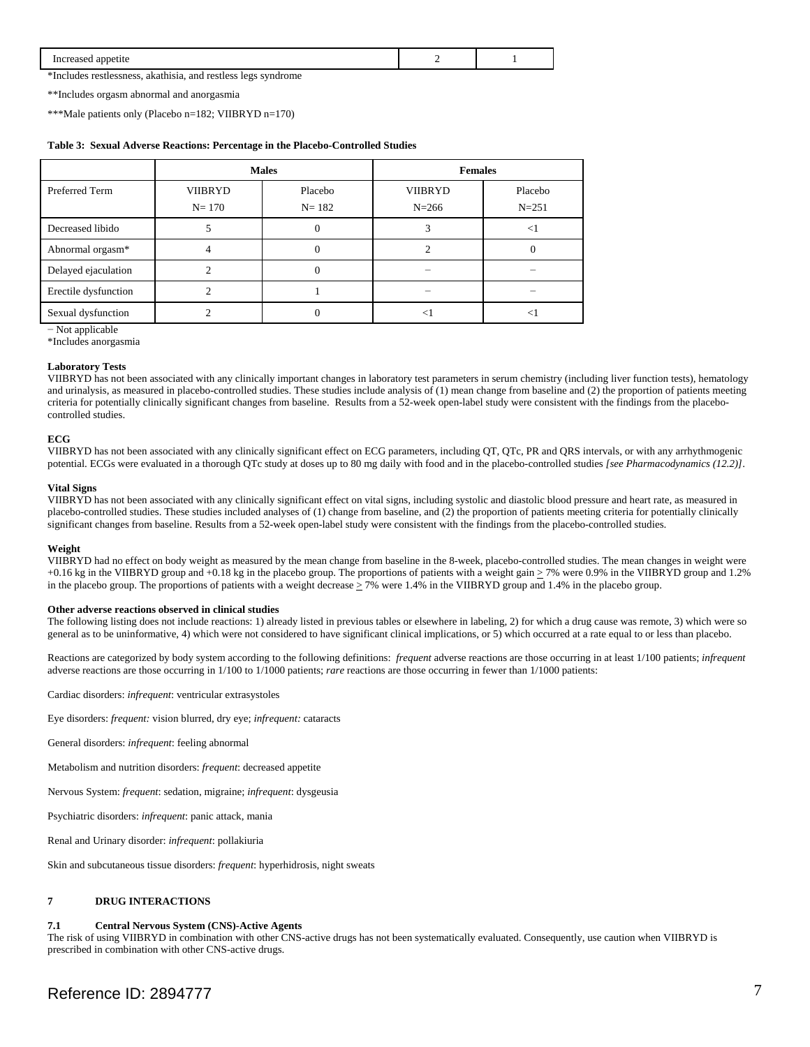| Increased appetite | 2 | 1 |
|---|---|---|

*Includes restlessness, akathisia, and restless legs syndrome

**Includes orgasm abnormal and anorgasmia

***Male patients only (Placebo n=182; VIIBRYD n=170)

**Table 3: Sexual Adverse Reactions: Percentage in the Placebo-Controlled Studies**

| | Males | | Females | |
|---|---|---|---|---|
| Preferred Term | VIIBRYD N= 170 | Placebo N= 182 | VIIBRYD N=266 | Placebo N=251 |
| Decreased libido | 5 | 0 | 3 | <1 |
| Abnormal orgasm* | 4 | 0 | 2 | 0 |
| Delayed ejaculation | 2 | 0 | − | − |
| Erectile dysfunction | 2 | 1 | − | − |
| Sexual dysfunction | 2 | 0 | <1 | <1 |

− Not applicable

*Includes anorgasmia

**Laboratory Tests**

VIIBRYD has not been associated with any clinically important changes in laboratory test parameters in serum chemistry (including liver function tests), hematology and urinalysis, as measured in placebo-controlled studies. These studies include analysis of (1) mean change from baseline and (2) the proportion of patients meeting criteria for potentially clinically significant changes from baseline. Results from a 52-week open-label study were consistent with the findings from the placebo-controlled studies.

**ECG**

VIIBRYD has not been associated with any clinically significant effect on ECG parameters, including QT, QTc, PR and QRS intervals, or with any arrhythmogenic potential. ECGs were evaluated in a thorough QTc study at doses up to 80 mg daily with food and in the placebo-controlled studies *[see Pharmacodynamics (12.2)]*.

**Vital Signs**

VIIBRYD has not been associated with any clinically significant effect on vital signs, including systolic and diastolic blood pressure and heart rate, as measured in placebo-controlled studies. These studies included analyses of (1) change from baseline, and (2) the proportion of patients meeting criteria for potentially clinically significant changes from baseline. Results from a 52-week open-label study were consistent with the findings from the placebo-controlled studies.

**Weight**

VIIBRYD had no effect on body weight as measured by the mean change from baseline in the 8-week, placebo-controlled studies. The mean changes in weight were +0.16 kg in the VIIBRYD group and +0.18 kg in the placebo group. The proportions of patients with a weight gain ≥ 7% were 0.9% in the VIIBRYD group and 1.2% in the placebo group. The proportions of patients with a weight decrease ≥ 7% were 1.4% in the VIIBRYD group and 1.4% in the placebo group.

**Other adverse reactions observed in clinical studies**

The following listing does not include reactions: 1) already listed in previous tables or elsewhere in labeling, 2) for which a drug cause was remote, 3) which were so general as to be uninformative, 4) which were not considered to have significant clinical implications, or 5) which occurred at a rate equal to or less than placebo.

Reactions are categorized by body system according to the following definitions: *frequent* adverse reactions are those occurring in at least 1/100 patients; *infrequent* adverse reactions are those occurring in 1/100 to 1/1000 patients; *rare* reactions are those occurring in fewer than 1/1000 patients:

Cardiac disorders: *infrequent*: ventricular extrasystoles

Eye disorders: *frequent:* vision blurred, dry eye; *infrequent:* cataracts

General disorders: *infrequent*: feeling abnormal

Metabolism and nutrition disorders: *frequent*: decreased appetite

Nervous System: *frequent*: sedation, migraine; *infrequent*: dysgeusia

Psychiatric disorders: *infrequent*: panic attack, mania

Renal and Urinary disorder: *infrequent*: pollakiuria

Skin and subcutaneous tissue disorders: *frequent*: hyperhidrosis, night sweats

## 7 DRUG INTERACTIONS

### 7.1 Central Nervous System (CNS)-Active Agents

The risk of using VIIBRYD in combination with other CNS-active drugs has not been systematically evaluated. Consequently, use caution when VIIBRYD is prescribed in combination with other CNS-active drugs.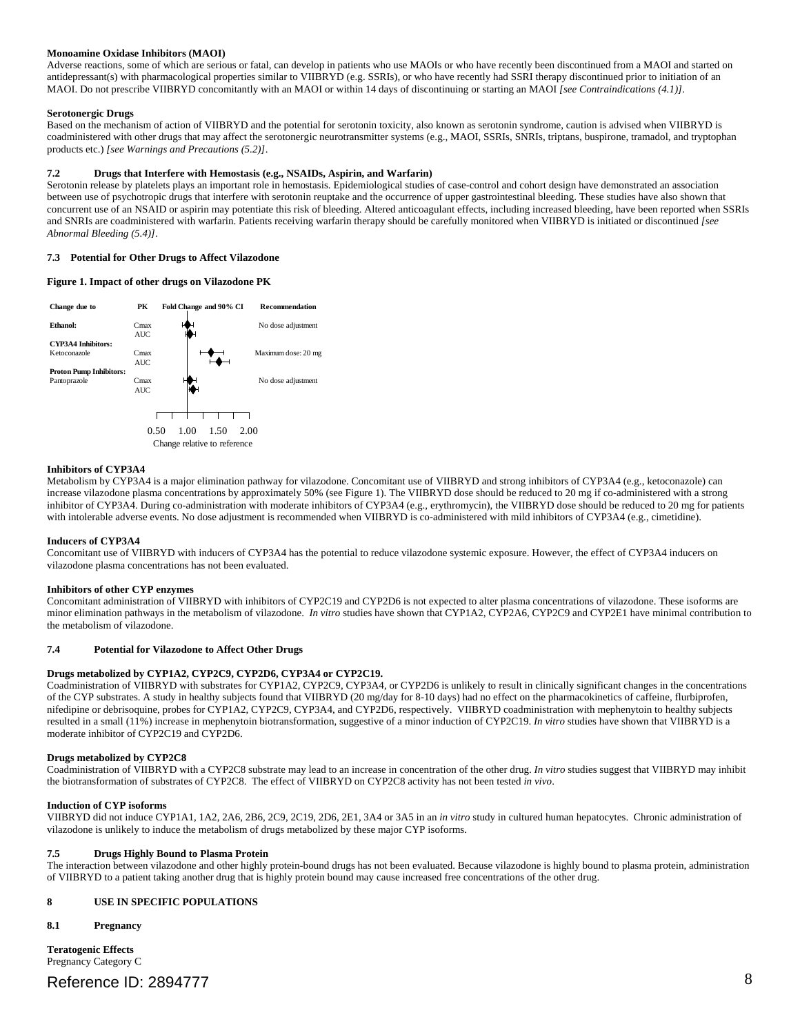**Monoamine Oxidase Inhibitors (MAOI)**

Adverse reactions, some of which are serious or fatal, can develop in patients who use MAOIs or who have recently been discontinued from a MAOI and started on antidepressant(s) with pharmacological properties similar to VIIBRYD (e.g. SSRIs), or who have recently had SSRI therapy discontinued prior to initiation of an MAOI. Do not prescribe VIIBRYD concomitantly with an MAOI or within 14 days of discontinuing or starting an MAOI *[see Contraindications (4.1)]*.

**Serotonergic Drugs**

Based on the mechanism of action of VIIBRYD and the potential for serotonin toxicity, also known as serotonin syndrome, caution is advised when VIIBRYD is coadministered with other drugs that may affect the serotonergic neurotransmitter systems (e.g., MAOI, SSRIs, SNRIs, triptans, buspirone, tramadol, and tryptophan products etc.) *[see Warnings and Precautions (5.2)]*.

## 7.2 Drugs that Interfere with Hemostasis (e.g., NSAIDs, Aspirin, and Warfarin)

Serotonin release by platelets plays an important role in hemostasis. Epidemiological studies of case-control and cohort design have demonstrated an association between use of psychotropic drugs that interfere with serotonin reuptake and the occurrence of upper gastrointestinal bleeding. These studies have also shown that concurrent use of an NSAID or aspirin may potentiate this risk of bleeding. Altered anticoagulant effects, including increased bleeding, have been reported when SSRIs and SNRIs are coadministered with warfarin. Patients receiving warfarin therapy should be carefully monitored when VIIBRYD is initiated or discontinued *[see Abnormal Bleeding (5.4)]*.

## 7.3 Potential for Other Drugs to Affect Vilazodone

**Figure 1. Impact of other drugs on Vilazodone PK**

| Change due to | PK | Recommendation |
|---|---|---|
| **Ethanol:** | Cmax | No dose adjustment |
| | AUC | |
| **CYP3A4 Inhibitors:** Ketoconazole | Cmax | Maximum dose: 20 mg |
| | AUC | |
| **Proton Pump Inhibitors:** Pantoprazole | Cmax | No dose adjustment |
| | AUC | |

Fold Change and 90% CI (axis: 0.50, 1.00, 1.50, 2.00 — Change relative to reference)

**Inhibitors of CYP3A4**

Metabolism by CYP3A4 is a major elimination pathway for vilazodone. Concomitant use of VIIBRYD and strong inhibitors of CYP3A4 (e.g., ketoconazole) can increase vilazodone plasma concentrations by approximately 50% (see Figure 1). The VIIBRYD dose should be reduced to 20 mg if co-administered with a strong inhibitor of CYP3A4. During co-administration with moderate inhibitors of CYP3A4 (e.g., erythromycin), the VIIBRYD dose should be reduced to 20 mg for patients with intolerable adverse events. No dose adjustment is recommended when VIIBRYD is co-administered with mild inhibitors of CYP3A4 (e.g., cimetidine).

**Inducers of CYP3A4**

Concomitant use of VIIBRYD with inducers of CYP3A4 has the potential to reduce vilazodone systemic exposure. However, the effect of CYP3A4 inducers on vilazodone plasma concentrations has not been evaluated.

**Inhibitors of other CYP enzymes**

Concomitant administration of VIIBRYD with inhibitors of CYP2C19 and CYP2D6 is not expected to alter plasma concentrations of vilazodone. These isoforms are minor elimination pathways in the metabolism of vilazodone. *In vitro* studies have shown that CYP1A2, CYP2A6, CYP2C9 and CYP2E1 have minimal contribution to the metabolism of vilazodone.

## 7.4 Potential for Vilazodone to Affect Other Drugs

**Drugs metabolized by CYP1A2, CYP2C9, CYP2D6, CYP3A4 or CYP2C19.**

Coadministration of VIIBRYD with substrates for CYP1A2, CYP2C9, CYP3A4, or CYP2D6 is unlikely to result in clinically significant changes in the concentrations of the CYP substrates. A study in healthy subjects found that VIIBRYD (20 mg/day for 8-10 days) had no effect on the pharmacokinetics of caffeine, flurbiprofen, nifedipine or debrisoquine, probes for CYP1A2, CYP2C9, CYP3A4, and CYP2D6, respectively. VIIBRYD coadministration with mephenytoin to healthy subjects resulted in a small (11%) increase in mephenytoin biotransformation, suggestive of a minor induction of CYP2C19. *In vitro* studies have shown that VIIBRYD is a moderate inhibitor of CYP2C19 and CYP2D6.

**Drugs metabolized by CYP2C8**

Coadministration of VIIBRYD with a CYP2C8 substrate may lead to an increase in concentration of the other drug. *In vitro* studies suggest that VIIBRYD may inhibit the biotransformation of substrates of CYP2C8. The effect of VIIBRYD on CYP2C8 activity has not been tested *in vivo*.

**Induction of CYP isoforms**

VIIBRYD did not induce CYP1A1, 1A2, 2A6, 2B6, 2C9, 2C19, 2D6, 2E1, 3A4 or 3A5 in an *in vitro* study in cultured human hepatocytes. Chronic administration of vilazodone is unlikely to induce the metabolism of drugs metabolized by these major CYP isoforms.

## 7.5 Drugs Highly Bound to Plasma Protein

The interaction between vilazodone and other highly protein-bound drugs has not been evaluated. Because vilazodone is highly bound to plasma protein, administration of VIIBRYD to a patient taking another drug that is highly protein bound may cause increased free concentrations of the other drug.

# 8 USE IN SPECIFIC POPULATIONS

## 8.1 Pregnancy

**Teratogenic Effects**

Pregnancy Category C

Reference ID: 2894777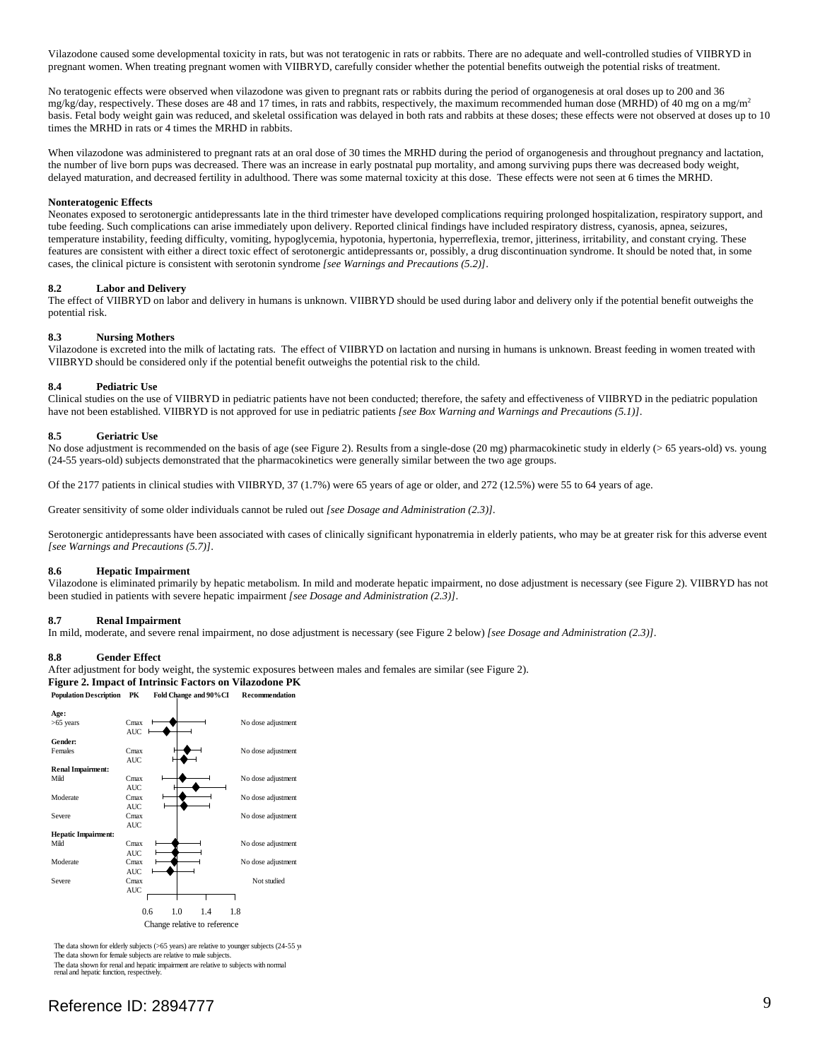Vilazodone caused some developmental toxicity in rats, but was not teratogenic in rats or rabbits. There are no adequate and well-controlled studies of VIIBRYD in pregnant women. When treating pregnant women with VIIBRYD, carefully consider whether the potential benefits outweigh the potential risks of treatment.

No teratogenic effects were observed when vilazodone was given to pregnant rats or rabbits during the period of organogenesis at oral doses up to 200 and 36 mg/kg/day, respectively. These doses are 48 and 17 times, in rats and rabbits, respectively, the maximum recommended human dose (MRHD) of 40 mg on a mg/m$^2$ basis. Fetal body weight gain was reduced, and skeletal ossification was delayed in both rats and rabbits at these doses; these effects were not observed at doses up to 10 times the MRHD in rats or 4 times the MRHD in rabbits.

When vilazodone was administered to pregnant rats at an oral dose of 30 times the MRHD during the period of organogenesis and throughout pregnancy and lactation, the number of live born pups was decreased. There was an increase in early postnatal pup mortality, and among surviving pups there was decreased body weight, delayed maturation, and decreased fertility in adulthood. There was some maternal toxicity at this dose. These effects were not seen at 6 times the MRHD.

**Nonteratogenic Effects**

Neonates exposed to serotonergic antidepressants late in the third trimester have developed complications requiring prolonged hospitalization, respiratory support, and tube feeding. Such complications can arise immediately upon delivery. Reported clinical findings have included respiratory distress, cyanosis, apnea, seizures, temperature instability, feeding difficulty, vomiting, hypoglycemia, hypotonia, hypertonia, hyperreflexia, tremor, jitteriness, irritability, and constant crying. These features are consistent with either a direct toxic effect of serotonergic antidepressants or, possibly, a drug discontinuation syndrome. It should be noted that, in some cases, the clinical picture is consistent with serotonin syndrome *[see Warnings and Precautions (5.2)]*.

### 8.2 Labor and Delivery

The effect of VIIBRYD on labor and delivery in humans is unknown. VIIBRYD should be used during labor and delivery only if the potential benefit outweighs the potential risk.

### 8.3 Nursing Mothers

Vilazodone is excreted into the milk of lactating rats. The effect of VIIBRYD on lactation and nursing in humans is unknown. Breast feeding in women treated with VIIBRYD should be considered only if the potential benefit outweighs the potential risk to the child.

### 8.4 Pediatric Use

Clinical studies on the use of VIIBRYD in pediatric patients have not been conducted; therefore, the safety and effectiveness of VIIBRYD in the pediatric population have not been established. VIIBRYD is not approved for use in pediatric patients *[see Box Warning and Warnings and Precautions (5.1)]*.

### 8.5 Geriatric Use

No dose adjustment is recommended on the basis of age (see Figure 2). Results from a single-dose (20 mg) pharmacokinetic study in elderly (> 65 years-old) vs. young (24-55 years-old) subjects demonstrated that the pharmacokinetics were generally similar between the two age groups.

Of the 2177 patients in clinical studies with VIIBRYD, 37 (1.7%) were 65 years of age or older, and 272 (12.5%) were 55 to 64 years of age.

Greater sensitivity of some older individuals cannot be ruled out *[see Dosage and Administration (2.3)]*.

Serotonergic antidepressants have been associated with cases of clinically significant hyponatremia in elderly patients, who may be at greater risk for this adverse event *[see Warnings and Precautions (5.7)]*.

### 8.6 Hepatic Impairment

Vilazodone is eliminated primarily by hepatic metabolism. In mild and moderate hepatic impairment, no dose adjustment is necessary (see Figure 2). VIIBRYD has not been studied in patients with severe hepatic impairment *[see Dosage and Administration (2.3)]*.

### 8.7 Renal Impairment

In mild, moderate, and severe renal impairment, no dose adjustment is necessary (see Figure 2 below) *[see Dosage and Administration (2.3)]*.

### 8.8 Gender Effect

After adjustment for body weight, the systemic exposures between males and females are similar (see Figure 2).

**Figure 2. Impact of Intrinsic Factors on Vilazodone PK**

| Population Description | PK | Recommendation |
|---|---|---|
| **Age:** | | |
| >65 years | Cmax | No dose adjustment |
| | AUC | |
| **Gender:** | | |
| Females | Cmax | No dose adjustment |
| | AUC | |
| **Renal Impairment:** | | |
| Mild | Cmax | No dose adjustment |
| | AUC | |
| Moderate | Cmax | No dose adjustment |
| | AUC | |
| Severe | Cmax | No dose adjustment |
| | AUC | |
| **Hepatic Impairment:** | | |
| Mild | Cmax | No dose adjustment |
| | AUC | |
| Moderate | Cmax | No dose adjustment |
| | AUC | |
| Severe | Cmax | Not studied |
| | AUC | |

Fold Change and 90%CI — Change relative to reference (axis: 0.6, 1.0, 1.4, 1.8)

The data shown for elderly subjects (>65 years) are relative to younger subjects (24-55 y
The data shown for female subjects are relative to male subjects.
The data shown for renal and hepatic impairment are relative to subjects with normal renal and hepatic function, respectively.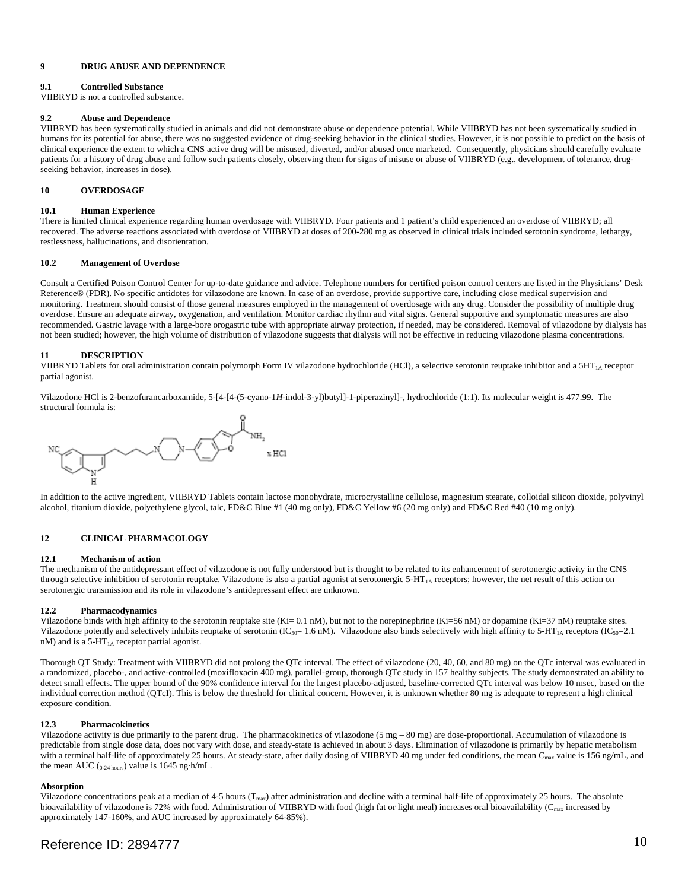## 9 DRUG ABUSE AND DEPENDENCE

### 9.1 Controlled Substance

VIIBRYD is not a controlled substance.

### 9.2 Abuse and Dependence

VIIBRYD has been systematically studied in animals and did not demonstrate abuse or dependence potential. While VIIBRYD has not been systematically studied in humans for its potential for abuse, there was no suggested evidence of drug-seeking behavior in the clinical studies. However, it is not possible to predict on the basis of clinical experience the extent to which a CNS active drug will be misused, diverted, and/or abused once marketed. Consequently, physicians should carefully evaluate patients for a history of drug abuse and follow such patients closely, observing them for signs of misuse or abuse of VIIBRYD (e.g., development of tolerance, drug-seeking behavior, increases in dose).

## 10 OVERDOSAGE

### 10.1 Human Experience

There is limited clinical experience regarding human overdosage with VIIBRYD. Four patients and 1 patient's child experienced an overdose of VIIBRYD; all recovered. The adverse reactions associated with overdose of VIIBRYD at doses of 200-280 mg as observed in clinical trials included serotonin syndrome, lethargy, restlessness, hallucinations, and disorientation.

### 10.2 Management of Overdose

Consult a Certified Poison Control Center for up-to-date guidance and advice. Telephone numbers for certified poison control centers are listed in the Physicians' Desk Reference® (PDR). No specific antidotes for vilazodone are known. In case of an overdose, provide supportive care, including close medical supervision and monitoring. Treatment should consist of those general measures employed in the management of overdosage with any drug. Consider the possibility of multiple drug overdose. Ensure an adequate airway, oxygenation, and ventilation. Monitor cardiac rhythm and vital signs. General supportive and symptomatic measures are also recommended. Gastric lavage with a large-bore orogastric tube with appropriate airway protection, if needed, may be considered. Removal of vilazodone by dialysis has not been studied; however, the high volume of distribution of vilazodone suggests that dialysis will not be effective in reducing vilazodone plasma concentrations.

## 11 DESCRIPTION

VIIBRYD Tablets for oral administration contain polymorph Form IV vilazodone hydrochloride (HCl), a selective serotonin reuptake inhibitor and a $5HT_{1A}$ receptor partial agonist.

Vilazodone HCl is 2-benzofurancarboxamide, 5-[4-[4-(5-cyano-1*H*-indol-3-yl)butyl]-1-piperazinyl]-, hydrochloride (1:1). Its molecular weight is 477.99. The structural formula is:

In addition to the active ingredient, VIIBRYD Tablets contain lactose monohydrate, microcrystalline cellulose, magnesium stearate, colloidal silicon dioxide, polyvinyl alcohol, titanium dioxide, polyethylene glycol, talc, FD&C Blue #1 (40 mg only), FD&C Yellow #6 (20 mg only) and FD&C Red #40 (10 mg only).

## 12 CLINICAL PHARMACOLOGY

### 12.1 Mechanism of action

The mechanism of the antidepressant effect of vilazodone is not fully understood but is thought to be related to its enhancement of serotonergic activity in the CNS through selective inhibition of serotonin reuptake. Vilazodone is also a partial agonist at serotonergic $5\text{-}HT_{1A}$ receptors; however, the net result of this action on serotonergic transmission and its role in vilazodone's antidepressant effect are unknown.

### 12.2 Pharmacodynamics

Vilazodone binds with high affinity to the serotonin reuptake site (Ki= 0.1 nM), but not to the norepinephrine (Ki=56 nM) or dopamine (Ki=37 nM) reuptake sites. Vilazodone potently and selectively inhibits reuptake of serotonin ($IC_{50}$= 1.6 nM). Vilazodone also binds selectively with high affinity to $5\text{-}HT_{1A}$ receptors ($IC_{50}$=2.1 nM) and is a $5\text{-}HT_{1A}$ receptor partial agonist.

Thorough QT Study: Treatment with VIIBRYD did not prolong the QTc interval. The effect of vilazodone (20, 40, 60, and 80 mg) on the QTc interval was evaluated in a randomized, placebo-, and active-controlled (moxifloxacin 400 mg), parallel-group, thorough QTc study in 157 healthy subjects. The study demonstrated an ability to detect small effects. The upper bound of the 90% confidence interval for the largest placebo-adjusted, baseline-corrected QTc interval was below 10 msec, based on the individual correction method (QTcI). This is below the threshold for clinical concern. However, it is unknown whether 80 mg is adequate to represent a high clinical exposure condition.

### 12.3 Pharmacokinetics

Vilazodone activity is due primarily to the parent drug. The pharmacokinetics of vilazodone (5 mg – 80 mg) are dose-proportional. Accumulation of vilazodone is predictable from single dose data, does not vary with dose, and steady-state is achieved in about 3 days. Elimination of vilazodone is primarily by hepatic metabolism with a terminal half-life of approximately 25 hours. At steady-state, after daily dosing of VIIBRYD 40 mg under fed conditions, the mean $C_{max}$ value is 156 ng/mL, and the mean AUC ($_{0\text{-}24\ hours}$) value is 1645 ng·h/mL.

**Absorption**

Vilazodone concentrations peak at a median of 4-5 hours ($T_{max}$) after administration and decline with a terminal half-life of approximately 25 hours. The absolute bioavailability of vilazodone is 72% with food. Administration of VIIBRYD with food (high fat or light meal) increases oral bioavailability ($C_{max}$ increased by approximately 147-160%, and AUC increased by approximately 64-85%).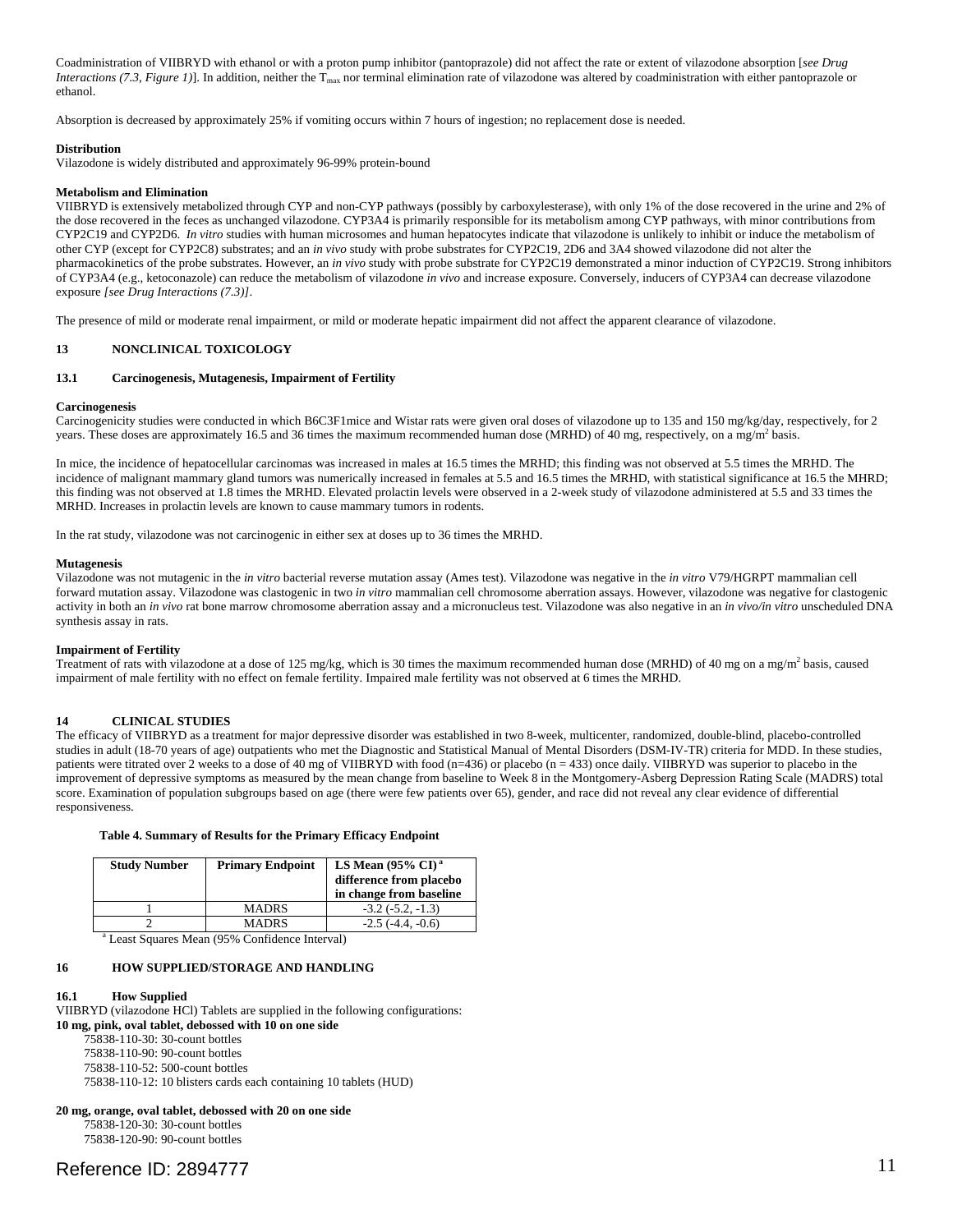Coadministration of VIIBRYD with ethanol or with a proton pump inhibitor (pantoprazole) did not affect the rate or extent of vilazodone absorption [*see Drug Interactions (7.3, Figure 1)*]. In addition, neither the $T_{max}$ nor terminal elimination rate of vilazodone was altered by coadministration with either pantoprazole or ethanol.

Absorption is decreased by approximately 25% if vomiting occurs within 7 hours of ingestion; no replacement dose is needed.

**Distribution**
Vilazodone is widely distributed and approximately 96-99% protein-bound

**Metabolism and Elimination**
VIIBRYD is extensively metabolized through CYP and non-CYP pathways (possibly by carboxylesterase), with only 1% of the dose recovered in the urine and 2% of the dose recovered in the feces as unchanged vilazodone. CYP3A4 is primarily responsible for its metabolism among CYP pathways, with minor contributions from CYP2C19 and CYP2D6. *In vitro* studies with human microsomes and human hepatocytes indicate that vilazodone is unlikely to inhibit or induce the metabolism of other CYP (except for CYP2C8) substrates; and an *in vivo* study with probe substrates for CYP2C19, 2D6 and 3A4 showed vilazodone did not alter the pharmacokinetics of the probe substrates. However, an *in vivo* study with probe substrate for CYP2C19 demonstrated a minor induction of CYP2C19. Strong inhibitors of CYP3A4 (e.g., ketoconazole) can reduce the metabolism of vilazodone *in vivo* and increase exposure. Conversely, inducers of CYP3A4 can decrease vilazodone exposure *[see Drug Interactions (7.3)]*.

The presence of mild or moderate renal impairment, or mild or moderate hepatic impairment did not affect the apparent clearance of vilazodone.

## 13 NONCLINICAL TOXICOLOGY

### 13.1 Carcinogenesis, Mutagenesis, Impairment of Fertility

**Carcinogenesis**
Carcinogenicity studies were conducted in which B6C3F1mice and Wistar rats were given oral doses of vilazodone up to 135 and 150 mg/kg/day, respectively, for 2 years. These doses are approximately 16.5 and 36 times the maximum recommended human dose (MRHD) of 40 mg, respectively, on a mg/m$^2$ basis.

In mice, the incidence of hepatocellular carcinomas was increased in males at 16.5 times the MRHD; this finding was not observed at 5.5 times the MRHD. The incidence of malignant mammary gland tumors was numerically increased in females at 5.5 and 16.5 times the MRHD, with statistical significance at 16.5 the MHRD; this finding was not observed at 1.8 times the MRHD. Elevated prolactin levels were observed in a 2-week study of vilazodone administered at 5.5 and 33 times the MRHD. Increases in prolactin levels are known to cause mammary tumors in rodents.

In the rat study, vilazodone was not carcinogenic in either sex at doses up to 36 times the MRHD.

**Mutagenesis**
Vilazodone was not mutagenic in the *in vitro* bacterial reverse mutation assay (Ames test). Vilazodone was negative in the *in vitro* V79/HGRPT mammalian cell forward mutation assay. Vilazodone was clastogenic in two *in vitro* mammalian cell chromosome aberration assays. However, vilazodone was negative for clastogenic activity in both an *in vivo* rat bone marrow chromosome aberration assay and a micronucleus test. Vilazodone was also negative in an *in vivo/in vitro* unscheduled DNA synthesis assay in rats.

**Impairment of Fertility**
Treatment of rats with vilazodone at a dose of 125 mg/kg, which is 30 times the maximum recommended human dose (MRHD) of 40 mg on a mg/m$^2$ basis, caused impairment of male fertility with no effect on female fertility. Impaired male fertility was not observed at 6 times the MRHD.

## 14 CLINICAL STUDIES

The efficacy of VIIBRYD as a treatment for major depressive disorder was established in two 8-week, multicenter, randomized, double-blind, placebo-controlled studies in adult (18-70 years of age) outpatients who met the Diagnostic and Statistical Manual of Mental Disorders (DSM-IV-TR) criteria for MDD. In these studies, patients were titrated over 2 weeks to a dose of 40 mg of VIIBRYD with food (n=436) or placebo (n = 433) once daily. VIIBRYD was superior to placebo in the improvement of depressive symptoms as measured by the mean change from baseline to Week 8 in the Montgomery-Asberg Depression Rating Scale (MADRS) total score. Examination of population subgroups based on age (there were few patients over 65), gender, and race did not reveal any clear evidence of differential responsiveness.

**Table 4. Summary of Results for the Primary Efficacy Endpoint**

| Study Number | Primary Endpoint | LS Mean (95% CI) [a] difference from placebo in change from baseline |
|---|---|---|
| 1 | MADRS | -3.2 (-5.2, -1.3) |
| 2 | MADRS | -2.5 (-4.4, -0.6) |

[a] Least Squares Mean (95% Confidence Interval)

## 16 HOW SUPPLIED/STORAGE AND HANDLING

### 16.1 How Supplied

VIIBRYD (vilazodone HCl) Tablets are supplied in the following configurations:

**10 mg, pink, oval tablet, debossed with 10 on one side**

- 75838-110-30: 30-count bottles
- 75838-110-90: 90-count bottles
- 75838-110-52: 500-count bottles
- 75838-110-12: 10 blisters cards each containing 10 tablets (HUD)

**20 mg, orange, oval tablet, debossed with 20 on one side**

- 75838-120-30: 30-count bottles
- 75838-120-90: 90-count bottles

Reference ID: 2894777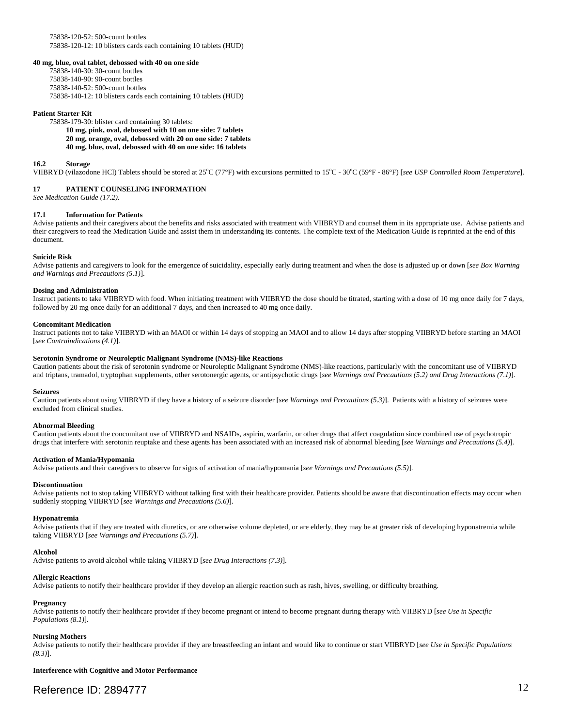75838-120-52: 500-count bottles
75838-120-12: 10 blisters cards each containing 10 tablets (HUD)

**40 mg, blue, oval tablet, debossed with 40 on one side**

75838-140-30: 30-count bottles
75838-140-90: 90-count bottles
75838-140-52: 500-count bottles
75838-140-12: 10 blisters cards each containing 10 tablets (HUD)

**Patient Starter Kit**

75838-179-30: blister card containing 30 tablets:

**10 mg, pink, oval, debossed with 10 on one side: 7 tablets**
**20 mg, orange, oval, debossed with 20 on one side: 7 tablets**
**40 mg, blue, oval, debossed with 40 on one side: 16 tablets**

### 16.2 Storage

VIIBRYD (vilazodone HCl) Tablets should be stored at 25°C (77°F) with excursions permitted to 15°C - 30°C (59°F - 86°F) [*see USP Controlled Room Temperature*].

## 17 PATIENT COUNSELING INFORMATION

*See Medication Guide (17.2).*

### 17.1 Information for Patients

Advise patients and their caregivers about the benefits and risks associated with treatment with VIIBRYD and counsel them in its appropriate use. Advise patients and their caregivers to read the Medication Guide and assist them in understanding its contents. The complete text of the Medication Guide is reprinted at the end of this document.

**Suicide Risk**

Advise patients and caregivers to look for the emergence of suicidality, especially early during treatment and when the dose is adjusted up or down [*see Box Warning and Warnings and Precautions (5.1)*].

**Dosing and Administration**

Instruct patients to take VIIBRYD with food. When initiating treatment with VIIBRYD the dose should be titrated, starting with a dose of 10 mg once daily for 7 days, followed by 20 mg once daily for an additional 7 days, and then increased to 40 mg once daily.

**Concomitant Medication**

Instruct patients not to take VIIBRYD with an MAOI or within 14 days of stopping an MAOI and to allow 14 days after stopping VIIBRYD before starting an MAOI [*see Contraindications (4.1)*].

**Serotonin Syndrome or Neuroleptic Malignant Syndrome (NMS)-like Reactions**

Caution patients about the risk of serotonin syndrome or Neuroleptic Malignant Syndrome (NMS)-like reactions, particularly with the concomitant use of VIIBRYD and triptans, tramadol, tryptophan supplements, other serotonergic agents, or antipsychotic drugs [*see Warnings and Precautions (5.2) and Drug Interactions (7.1)*].

**Seizures**

Caution patients about using VIIBRYD if they have a history of a seizure disorder [*see Warnings and Precautions (5.3)*]. Patients with a history of seizures were excluded from clinical studies.

**Abnormal Bleeding**

Caution patients about the concomitant use of VIIBRYD and NSAIDs, aspirin, warfarin, or other drugs that affect coagulation since combined use of psychotropic drugs that interfere with serotonin reuptake and these agents has been associated with an increased risk of abnormal bleeding [*see Warnings and Precautions (5.4)*].

**Activation of Mania/Hypomania**

Advise patients and their caregivers to observe for signs of activation of mania/hypomania [*see Warnings and Precautions (5.5)*].

**Discontinuation**

Advise patients not to stop taking VIIBRYD without talking first with their healthcare provider. Patients should be aware that discontinuation effects may occur when suddenly stopping VIIBRYD [*see Warnings and Precautions (5.6)*].

**Hyponatremia**

Advise patients that if they are treated with diuretics, or are otherwise volume depleted, or are elderly, they may be at greater risk of developing hyponatremia while taking VIIBRYD [*see Warnings and Precautions (5.7)*].

**Alcohol**

Advise patients to avoid alcohol while taking VIIBRYD [*see Drug Interactions (7.3)*].

**Allergic Reactions**

Advise patients to notify their healthcare provider if they develop an allergic reaction such as rash, hives, swelling, or difficulty breathing.

**Pregnancy**

Advise patients to notify their healthcare provider if they become pregnant or intend to become pregnant during therapy with VIIBRYD [*see Use in Specific Populations (8.1)*].

**Nursing Mothers**

Advise patients to notify their healthcare provider if they are breastfeeding an infant and would like to continue or start VIIBRYD [*see Use in Specific Populations (8.3)*].

**Interference with Cognitive and Motor Performance**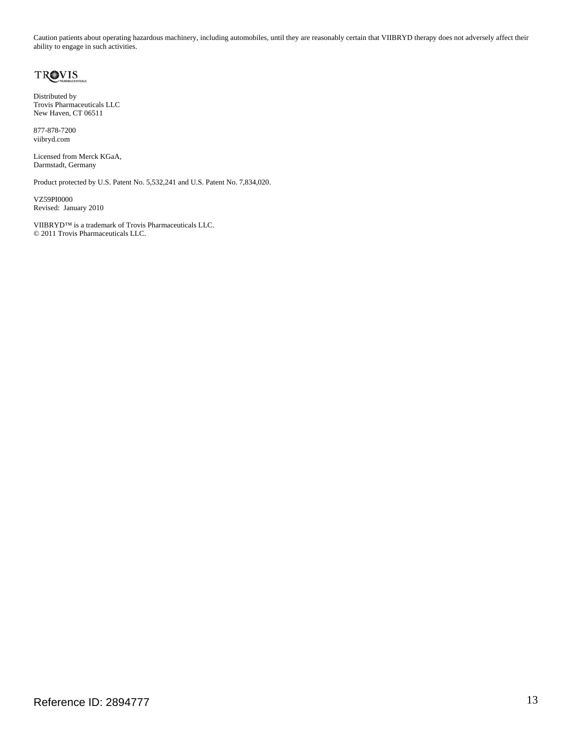Caution patients about operating hazardous machinery, including automobiles, until they are reasonably certain that VIIBRYD therapy does not adversely affect their ability to engage in such activities.

TROVIS PHARMACEUTICALS

Distributed by
Trovis Pharmaceuticals LLC
New Haven, CT 06511

877-878-7200
viibryd.com

Licensed from Merck KGaA,
Darmstadt, Germany

Product protected by U.S. Patent No. 5,532,241 and U.S. Patent No. 7,834,020.

VZ59PI0000
Revised: January 2010

VIIBRYD™ is a trademark of Trovis Pharmaceuticals LLC.
© 2011 Trovis Pharmaceuticals LLC.

Reference ID: 2894777